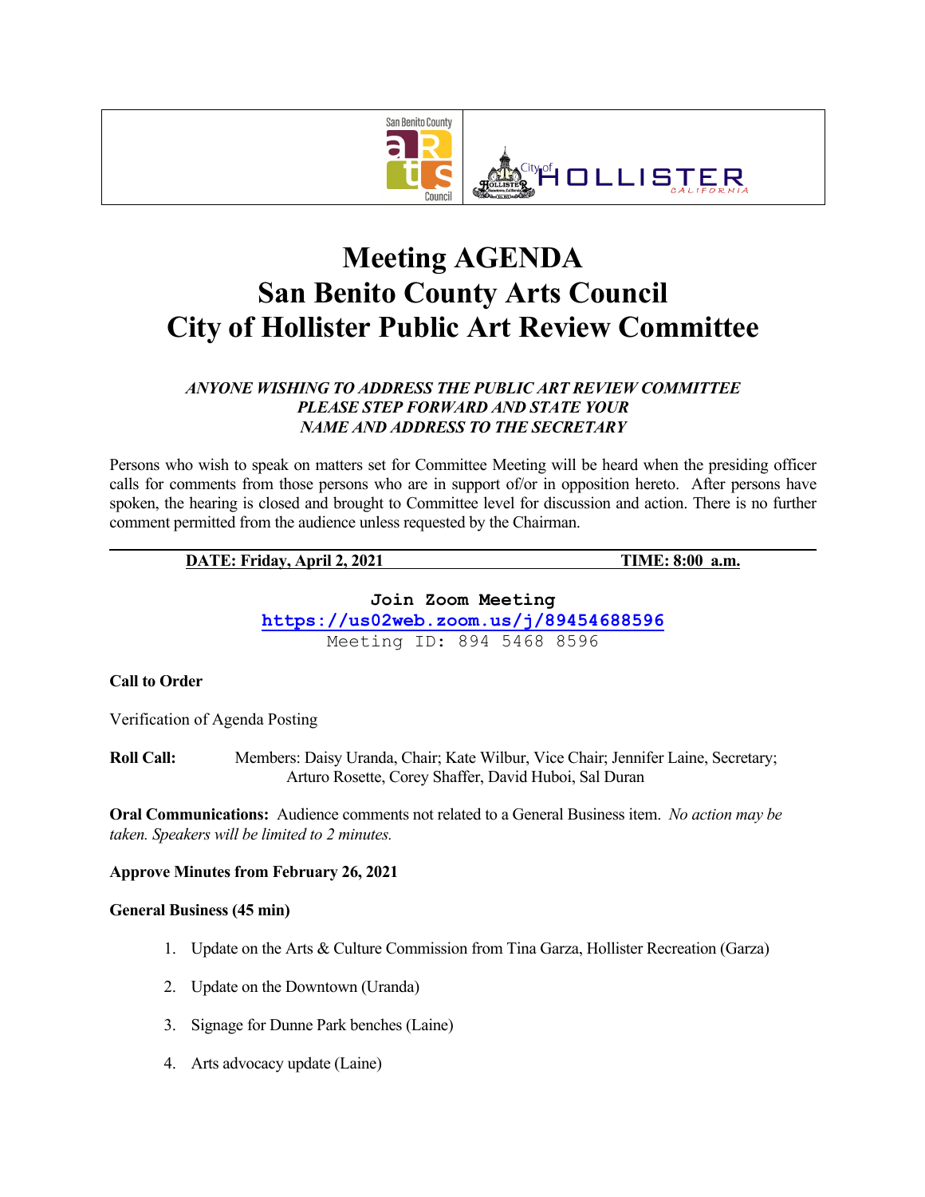# Meeting AGENDA
# San Benito County Arts Council
# City of Hollister Public Art Review Committee

***ANYONE WISHING TO ADDRESS THE PUBLIC ART REVIEW COMMITTEE PLEASE STEP FORWARD AND STATE YOUR NAME AND ADDRESS TO THE SECRETARY***

Persons who wish to speak on matters set for Committee Meeting will be heard when the presiding officer calls for comments from those persons who are in support of/or in opposition hereto. After persons have spoken, the hearing is closed and brought to Committee level for discussion and action. There is no further comment permitted from the audience unless requested by the Chairman.

**DATE: Friday, April 2, 2021** **TIME: 8:00 a.m.**

**Join Zoom Meeting**
**https://us02web.zoom.us/j/89454688596**
Meeting ID: 894 5468 8596

**Call to Order**

Verification of Agenda Posting

**Roll Call:** Members: Daisy Uranda, Chair; Kate Wilbur, Vice Chair; Jennifer Laine, Secretary; Arturo Rosette, Corey Shaffer, David Huboi, Sal Duran

**Oral Communications:** Audience comments not related to a General Business item. *No action may be taken. Speakers will be limited to 2 minutes.*

**Approve Minutes from February 26, 2021**

**General Business (45 min)**

1. Update on the Arts & Culture Commission from Tina Garza, Hollister Recreation (Garza)
2. Update on the Downtown (Uranda)
3. Signage for Dunne Park benches (Laine)
4. Arts advocacy update (Laine)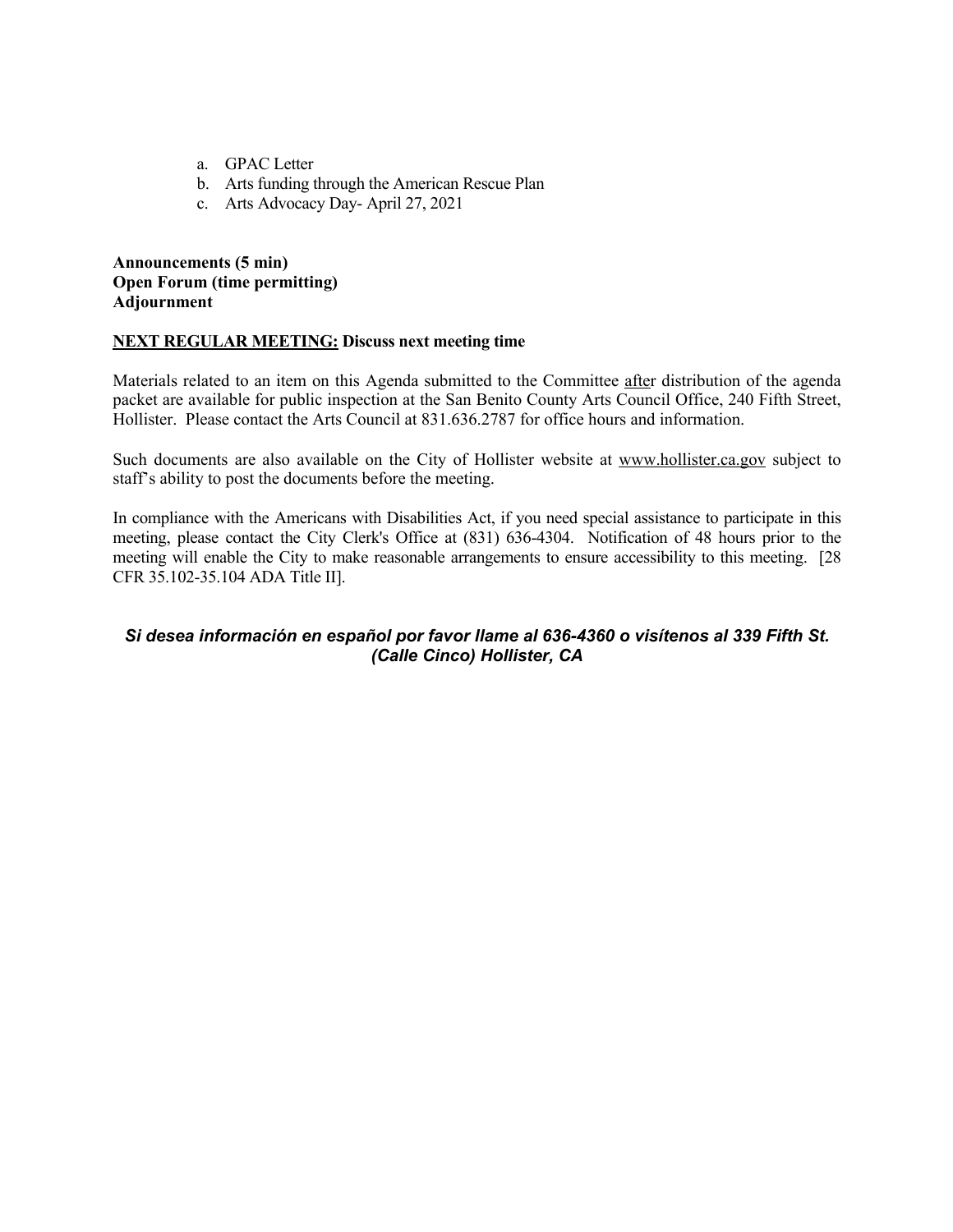a. GPAC Letter
b. Arts funding through the American Rescue Plan
c. Arts Advocacy Day- April 27, 2021

**Announcements (5 min)**
**Open Forum (time permitting)**
**Adjournment**

**NEXT REGULAR MEETING: Discuss next meeting time**

Materials related to an item on this Agenda submitted to the Committee after distribution of the agenda packet are available for public inspection at the San Benito County Arts Council Office, 240 Fifth Street, Hollister. Please contact the Arts Council at 831.636.2787 for office hours and information.

Such documents are also available on the City of Hollister website at www.hollister.ca.gov subject to staff's ability to post the documents before the meeting.

In compliance with the Americans with Disabilities Act, if you need special assistance to participate in this meeting, please contact the City Clerk's Office at (831) 636-4304. Notification of 48 hours prior to the meeting will enable the City to make reasonable arrangements to ensure accessibility to this meeting. [28 CFR 35.102-35.104 ADA Title II].

***Si desea información en español por favor llame al 636-4360 o visítenos al 339 Fifth St. (Calle Cinco) Hollister, CA***